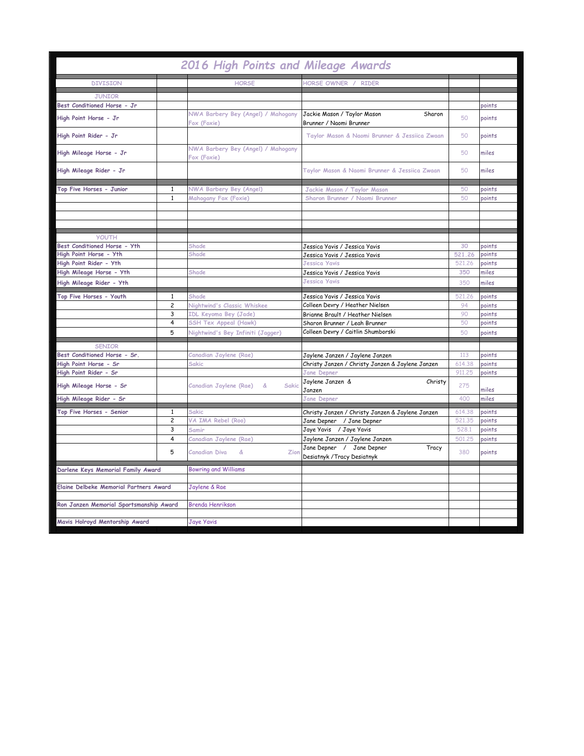# 2016 High Points and Mileage Awards

| DIVISION | | HORSE | HORSE OWNER / RIDER | | |
|---|---|---|---|---|---|
| JUNIOR | | | | | |
| Best Conditioned Horse - Jr | | | | | points |
| High Point Horse - Jr | | NWA Barbery Bey (Angel) / Mahogany Fox (Foxie) | Jackie Mason / Taylor Mason Sharon Brunner / Naomi Brunner | 50 | points |
| High Point Rider - Jr | | | Taylor Mason & Naomi Brunner & Jessiica Zwaan | 50 | points |
| High Mileage Horse - Jr | | NWA Barbery Bey (Angel) / Mahogany Fox (Foxie) | | 50 | miles |
| High Mileage Rider - Jr | | | Taylor Mason & Naomi Brunner & Jessiica Zwaan | 50 | miles |
| Top Five Horses - Junior | 1 | NWA Barbery Bey (Angel) | Jackie Mason / Taylor Mason | 50 | points |
| | 1 | Mahogany Fox (Foxie) | Sharon Brunner / Naomi Brunner | 50 | points |
| YOUTH | | | | | |
| Best Conditioned Horse - Yth | | Shade | Jessica Yavis / Jessica Yavis | 30 | points |
| High Point Horse - Yth | | Shade | Jessica Yavis / Jessica Yavis | 521.26 | points |
| High Point Rider - Yth | | | Jessica Yavis | 521.26 | points |
| High Mileage Horse - Yth | | Shade | Jessica Yavis / Jessica Yavis | 350 | miles |
| High Mileage Rider - Yth | | | Jessica Yavis | 350 | miles |
| Top Five Horses - Youth | 1 | Shade | Jessica Yavis / Jessica Yavis | 521.26 | points |
| | 2 | Nightwind's Classic Whiskee | Colleen Devry / Heather Nielsen | 94 | points |
| | 3 | IDL Keyoma Bey (Jade) | Brianne Brault / Heather Nielsen | 90 | points |
| | 4 | SSH Tex Appeal (Hawk) | Sharon Brunner / Leah Brunner | 50 | points |
| | 5 | Nightwind's Bey Infiniti (Jagger) | Colleen Devry / Caitlin Shumborski | 50 | points |
| SENIOR | | | | | |
| Best Conditioned Horse - Sr. | | Canadian Jaylene (Rae) | Jaylene Janzen / Jaylene Janzen | 113 | points |
| High Point Horse - Sr | | Sakic | Christy Janzen / Christy Janzen & Jaylene Janzen | 614.38 | points |
| High Point Rider - Sr | | | Jane Depner | 911.25 | points |
| High Mileage Horse - Sr | | Canadian Jaylene (Rae) & Sakic | Jaylene Janzen & Christy Janzen | 275 | miles |
| High Mileage Rider - Sr | | | Jane Depner | 400 | miles |
| Top Five Horses - Senior | 1 | Sakic | Christy Janzen / Christy Janzen & Jaylene Janzen | 614.38 | points |
| | 2 | VA IMA Rebel (Roo) | Jane Depner / Jane Depner | 521.35 | points |
| | 3 | Samir | Jaye Yavis / Jaye Yavis | 528.1 | points |
| | 4 | Canadian Jaylene (Rae) | Jaylene Janzen / Jaylene Janzen | 501.25 | points |
| | 5 | Canadian Diva & Zion | Jane Depner / Jane Depner Tracy Desiatnyk / Tracy Desiatnyk | 380 | points |
| Darlene Keys Memorial Family Award | | Bowring and Williams | | | |
| Elaine Delbeke Memorial Partners Award | | Jaylene & Rae | | | |
| Ron Janzen Memorial Sportsmanship Award | | Brenda Henrikson | | | |
| Mavis Holroyd Mentorship Award | | Jaye Yavis | | | |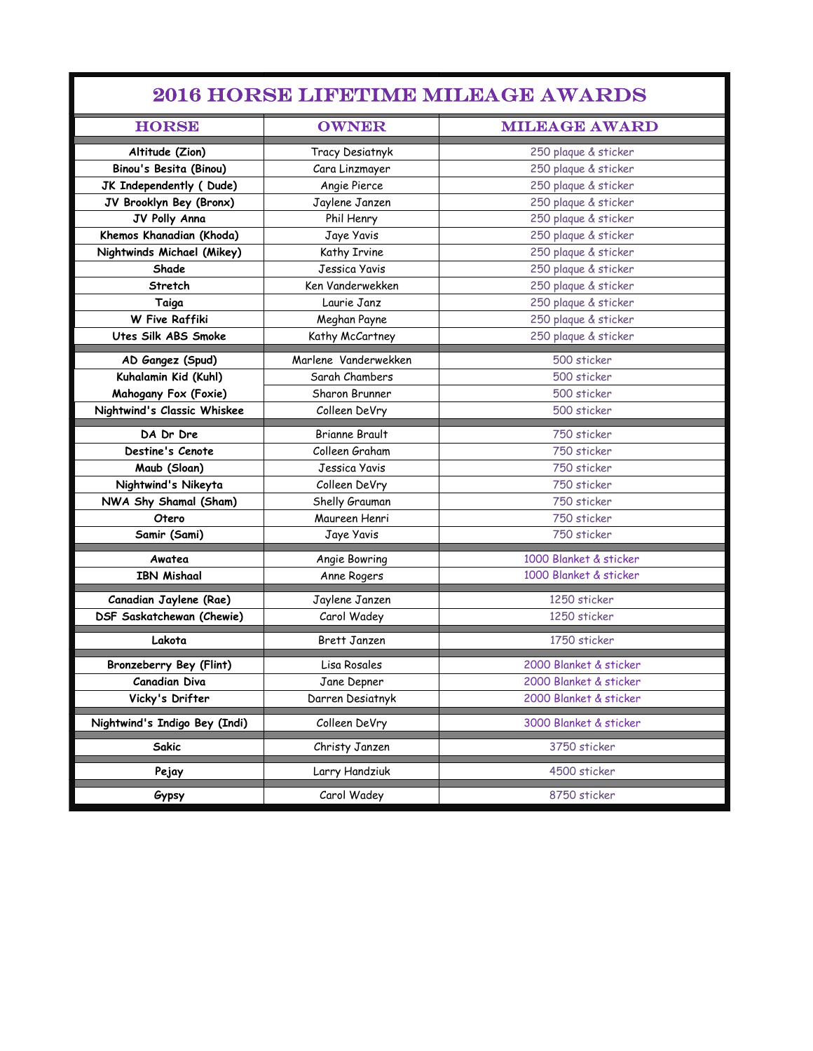# 2016 HORSE LIFETIME MILEAGE AWARDS

| HORSE | OWNER | MILEAGE AWARD |
|---|---|---|
| Altitude (Zion) | Tracy Desiatnyk | 250 plaque & sticker |
| Binou's Besita (Binou) | Cara Linzmayer | 250 plaque & sticker |
| JK Independently ( Dude) | Angie Pierce | 250 plaque & sticker |
| JV Brooklyn Bey (Bronx) | Jaylene Janzen | 250 plaque & sticker |
| JV Polly Anna | Phil Henry | 250 plaque & sticker |
| Khemos Khanadian (Khoda) | Jaye Yavis | 250 plaque & sticker |
| Nightwinds Michael (Mikey) | Kathy Irvine | 250 plaque & sticker |
| Shade | Jessica Yavis | 250 plaque & sticker |
| Stretch | Ken Vanderwekken | 250 plaque & sticker |
| Taiga | Laurie Janz | 250 plaque & sticker |
| W Five Raffiki | Meghan Payne | 250 plaque & sticker |
| Utes Silk ABS Smoke | Kathy McCartney | 250 plaque & sticker |
| AD Gangez (Spud) | Marlene Vanderwekken | 500 sticker |
| Kuhalamin Kid (Kuhl) | Sarah Chambers | 500 sticker |
| Mahogany Fox (Foxie) | Sharon Brunner | 500 sticker |
| Nightwind's Classic Whiskee | Colleen DeVry | 500 sticker |
| DA Dr Dre | Brianne Brault | 750 sticker |
| Destine's Cenote | Colleen Graham | 750 sticker |
| Maub (Sloan) | Jessica Yavis | 750 sticker |
| Nightwind's Nikeyta | Colleen DeVry | 750 sticker |
| NWA Shy Shamal (Sham) | Shelly Grauman | 750 sticker |
| Otero | Maureen Henri | 750 sticker |
| Samir (Sami) | Jaye Yavis | 750 sticker |
| Awatea | Angie Bowring | 1000 Blanket & sticker |
| IBN Mishaal | Anne Rogers | 1000 Blanket & sticker |
| Canadian Jaylene (Rae) | Jaylene Janzen | 1250 sticker |
| DSF Saskatchewan (Chewie) | Carol Wadey | 1250 sticker |
| Lakota | Brett Janzen | 1750 sticker |
| Bronzeberry Bey (Flint) | Lisa Rosales | 2000 Blanket & sticker |
| Canadian Diva | Jane Depner | 2000 Blanket & sticker |
| Vicky's Drifter | Darren Desiatnyk | 2000 Blanket & sticker |
| Nightwind's Indigo Bey (Indi) | Colleen DeVry | 3000 Blanket & sticker |
| Sakic | Christy Janzen | 3750 sticker |
| Pejay | Larry Handziuk | 4500 sticker |
| Gypsy | Carol Wadey | 8750 sticker |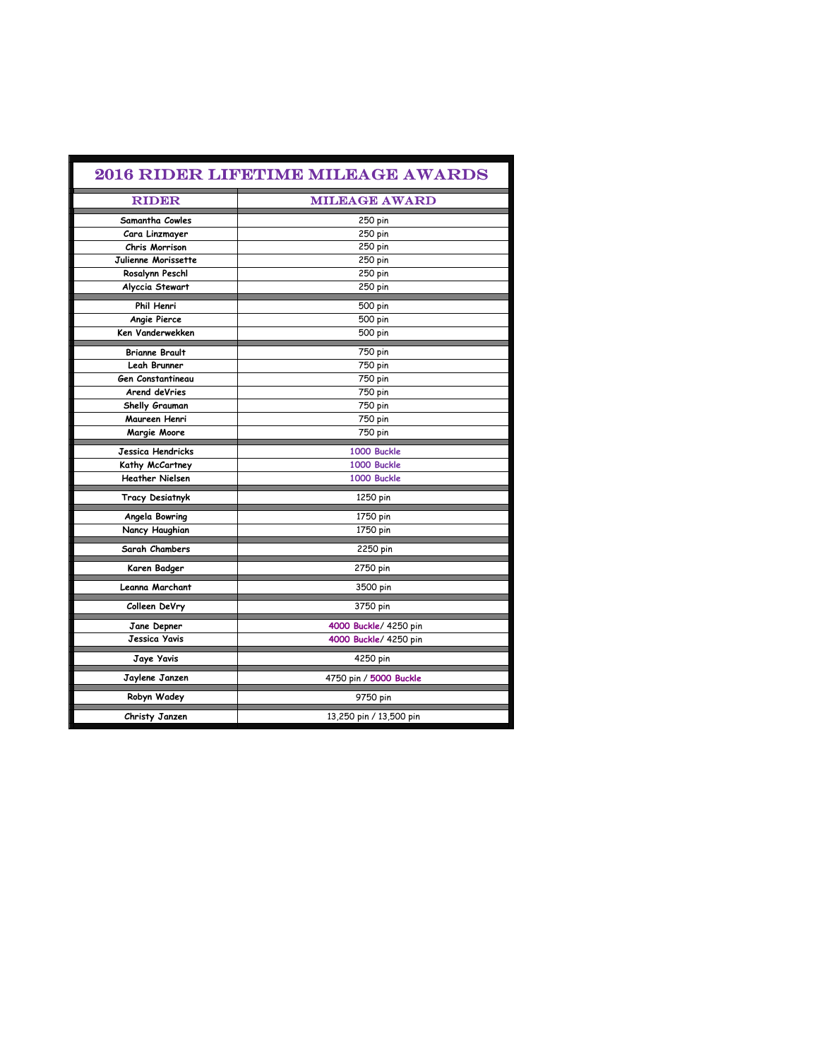# 2016 RIDER LIFETIME MILEAGE AWARDS

| RIDER | MILEAGE AWARD |
|---|---|
| Samantha Cowles | 250 pin |
| Cara Linzmayer | 250 pin |
| Chris Morrison | 250 pin |
| Julienne Morissette | 250 pin |
| Rosalynn Peschl | 250 pin |
| Alyccia Stewart | 250 pin |
| Phil Henri | 500 pin |
| Angie Pierce | 500 pin |
| Ken Vanderwekken | 500 pin |
| Brianne Brault | 750 pin |
| Leah Brunner | 750 pin |
| Gen Constantineau | 750 pin |
| Arend deVries | 750 pin |
| Shelly Grauman | 750 pin |
| Maureen Henri | 750 pin |
| Margie Moore | 750 pin |
| Jessica Hendricks | 1000 Buckle |
| Kathy McCartney | 1000 Buckle |
| Heather Nielsen | 1000 Buckle |
| Tracy Desiatnyk | 1250 pin |
| Angela Bowring | 1750 pin |
| Nancy Haughian | 1750 pin |
| Sarah Chambers | 2250 pin |
| Karen Badger | 2750 pin |
| Leanna Marchant | 3500 pin |
| Colleen DeVry | 3750 pin |
| Jane Depner | 4000 Buckle/ 4250 pin |
| Jessica Yavis | 4000 Buckle/ 4250 pin |
| Jaye Yavis | 4250 pin |
| Jaylene Janzen | 4750 pin / 5000 Buckle |
| Robyn Wadey | 9750 pin |
| Christy Janzen | 13,250 pin / 13,500 pin |